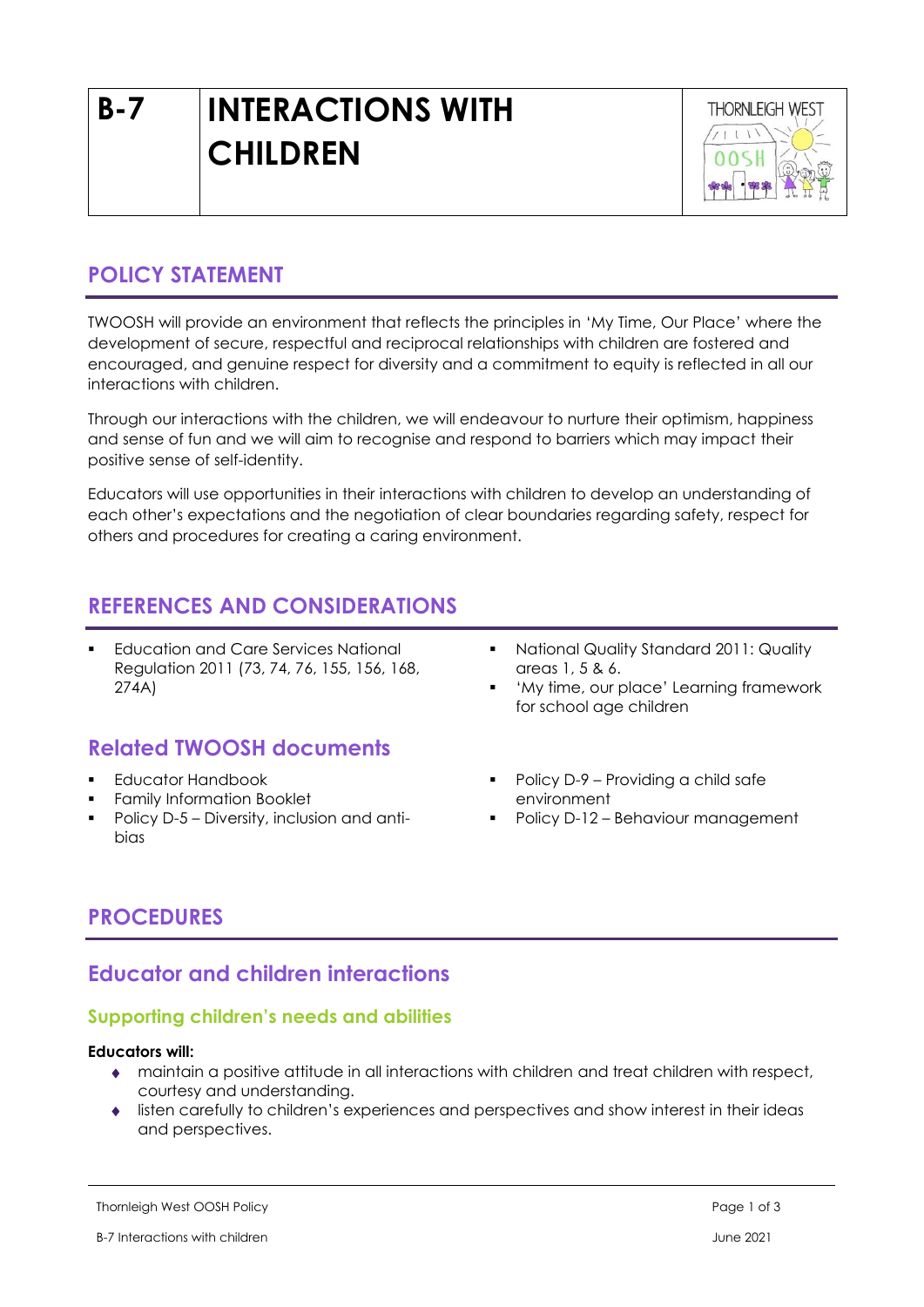# B-7 INTERACTIONS WITH CHILDREN

## POLICY STATEMENT

TWOOSH will provide an environment that reflects the principles in 'My Time, Our Place' where the development of secure, respectful and reciprocal relationships with children are fostered and encouraged, and genuine respect for diversity and a commitment to equity is reflected in all our interactions with children.

Through our interactions with the children, we will endeavour to nurture their optimism, happiness and sense of fun and we will aim to recognise and respond to barriers which may impact their positive sense of self-identity.

Educators will use opportunities in their interactions with children to develop an understanding of each other's expectations and the negotiation of clear boundaries regarding safety, respect for others and procedures for creating a caring environment.

## REFERENCES AND CONSIDERATIONS

- Education and Care Services National Regulation 2011 (73, 74, 76, 155, 156, 168, 274A)
- National Quality Standard 2011: Quality areas 1, 5 & 6.
- 'My time, our place' Learning framework for school age children

### Related TWOOSH documents

- Educator Handbook
- Family Information Booklet
- Policy D-5 – Diversity, inclusion and anti-bias
- Policy D-9 – Providing a child safe environment
- Policy D-12 – Behaviour management

## PROCEDURES

### Educator and children interactions

#### Supporting children's needs and abilities

**Educators will:**

- maintain a positive attitude in all interactions with children and treat children with respect, courtesy and understanding.
- listen carefully to children's experiences and perspectives and show interest in their ideas and perspectives.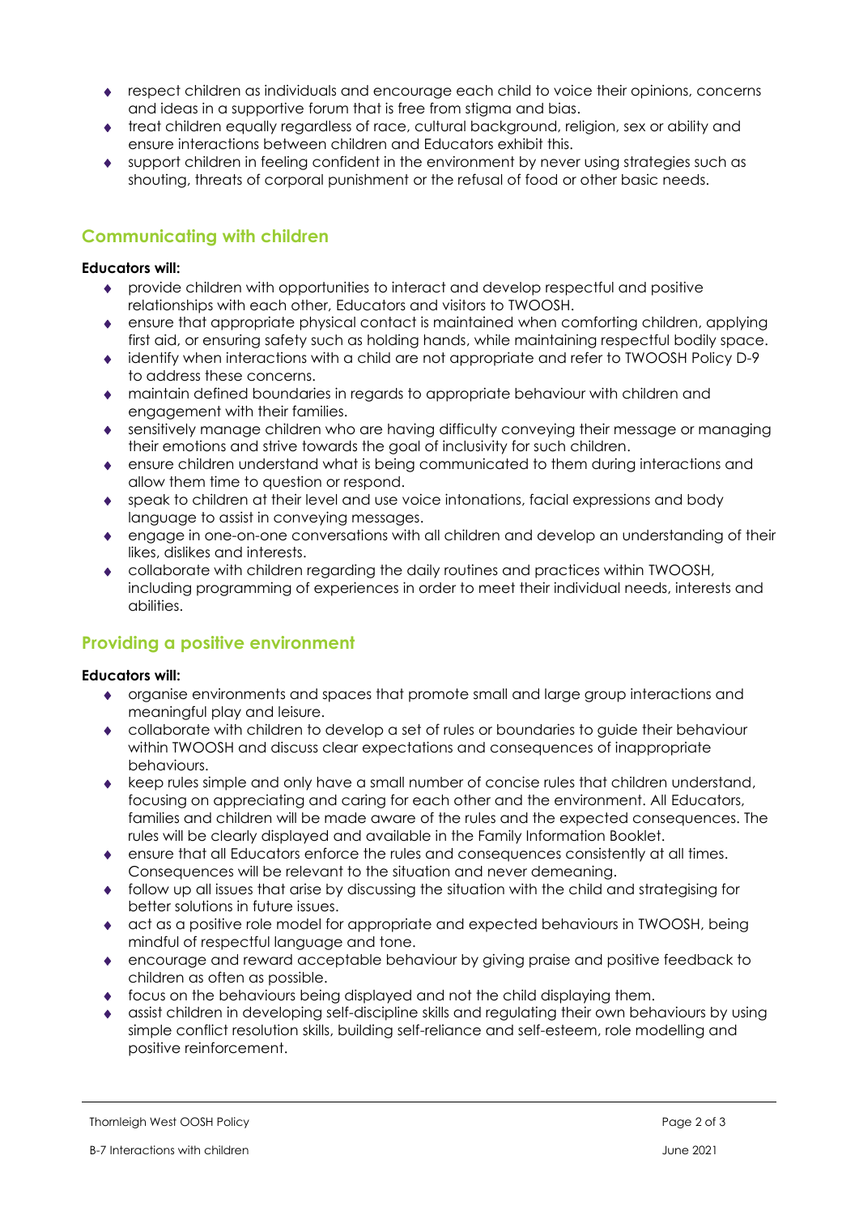- respect children as individuals and encourage each child to voice their opinions, concerns and ideas in a supportive forum that is free from stigma and bias.
- treat children equally regardless of race, cultural background, religion, sex or ability and ensure interactions between children and Educators exhibit this.
- support children in feeling confident in the environment by never using strategies such as shouting, threats of corporal punishment or the refusal of food or other basic needs.

## Communicating with children

**Educators will:**

- provide children with opportunities to interact and develop respectful and positive relationships with each other, Educators and visitors to TWOOSH.
- ensure that appropriate physical contact is maintained when comforting children, applying first aid, or ensuring safety such as holding hands, while maintaining respectful bodily space.
- identify when interactions with a child are not appropriate and refer to TWOOSH Policy D-9 to address these concerns.
- maintain defined boundaries in regards to appropriate behaviour with children and engagement with their families.
- sensitively manage children who are having difficulty conveying their message or managing their emotions and strive towards the goal of inclusivity for such children.
- ensure children understand what is being communicated to them during interactions and allow them time to question or respond.
- speak to children at their level and use voice intonations, facial expressions and body language to assist in conveying messages.
- engage in one-on-one conversations with all children and develop an understanding of their likes, dislikes and interests.
- collaborate with children regarding the daily routines and practices within TWOOSH, including programming of experiences in order to meet their individual needs, interests and abilities.

## Providing a positive environment

**Educators will:**

- organise environments and spaces that promote small and large group interactions and meaningful play and leisure.
- collaborate with children to develop a set of rules or boundaries to guide their behaviour within TWOOSH and discuss clear expectations and consequences of inappropriate behaviours.
- keep rules simple and only have a small number of concise rules that children understand, focusing on appreciating and caring for each other and the environment. All Educators, families and children will be made aware of the rules and the expected consequences. The rules will be clearly displayed and available in the Family Information Booklet.
- ensure that all Educators enforce the rules and consequences consistently at all times. Consequences will be relevant to the situation and never demeaning.
- follow up all issues that arise by discussing the situation with the child and strategising for better solutions in future issues.
- act as a positive role model for appropriate and expected behaviours in TWOOSH, being mindful of respectful language and tone.
- encourage and reward acceptable behaviour by giving praise and positive feedback to children as often as possible.
- focus on the behaviours being displayed and not the child displaying them.
- assist children in developing self-discipline skills and regulating their own behaviours by using simple conflict resolution skills, building self-reliance and self-esteem, role modelling and positive reinforcement.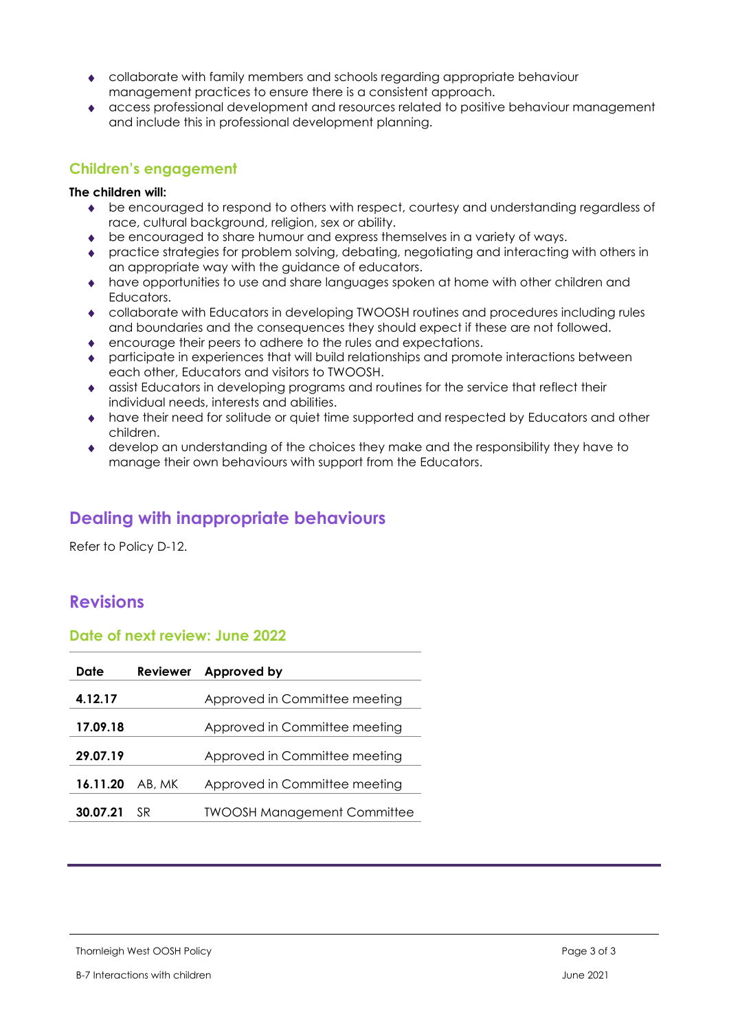- collaborate with family members and schools regarding appropriate behaviour management practices to ensure there is a consistent approach.
- access professional development and resources related to positive behaviour management and include this in professional development planning.

### Children's engagement

**The children will:**

- be encouraged to respond to others with respect, courtesy and understanding regardless of race, cultural background, religion, sex or ability.
- be encouraged to share humour and express themselves in a variety of ways.
- practice strategies for problem solving, debating, negotiating and interacting with others in an appropriate way with the guidance of educators.
- have opportunities to use and share languages spoken at home with other children and Educators.
- collaborate with Educators in developing TWOOSH routines and procedures including rules and boundaries and the consequences they should expect if these are not followed.
- encourage their peers to adhere to the rules and expectations.
- participate in experiences that will build relationships and promote interactions between each other, Educators and visitors to TWOOSH.
- assist Educators in developing programs and routines for the service that reflect their individual needs, interests and abilities.
- have their need for solitude or quiet time supported and respected by Educators and other children.
- develop an understanding of the choices they make and the responsibility they have to manage their own behaviours with support from the Educators.

## Dealing with inappropriate behaviours

Refer to Policy D-12.

## Revisions

### Date of next review: June 2022

| Date | Reviewer | Approved by |
|---|---|---|
| **4.12.17** | | Approved in Committee meeting |
| **17.09.18** | | Approved in Committee meeting |
| **29.07.19** | | Approved in Committee meeting |
| **16.11.20** | AB, MK | Approved in Committee meeting |
| **30.07.21** | SR | TWOOSH Management Committee |